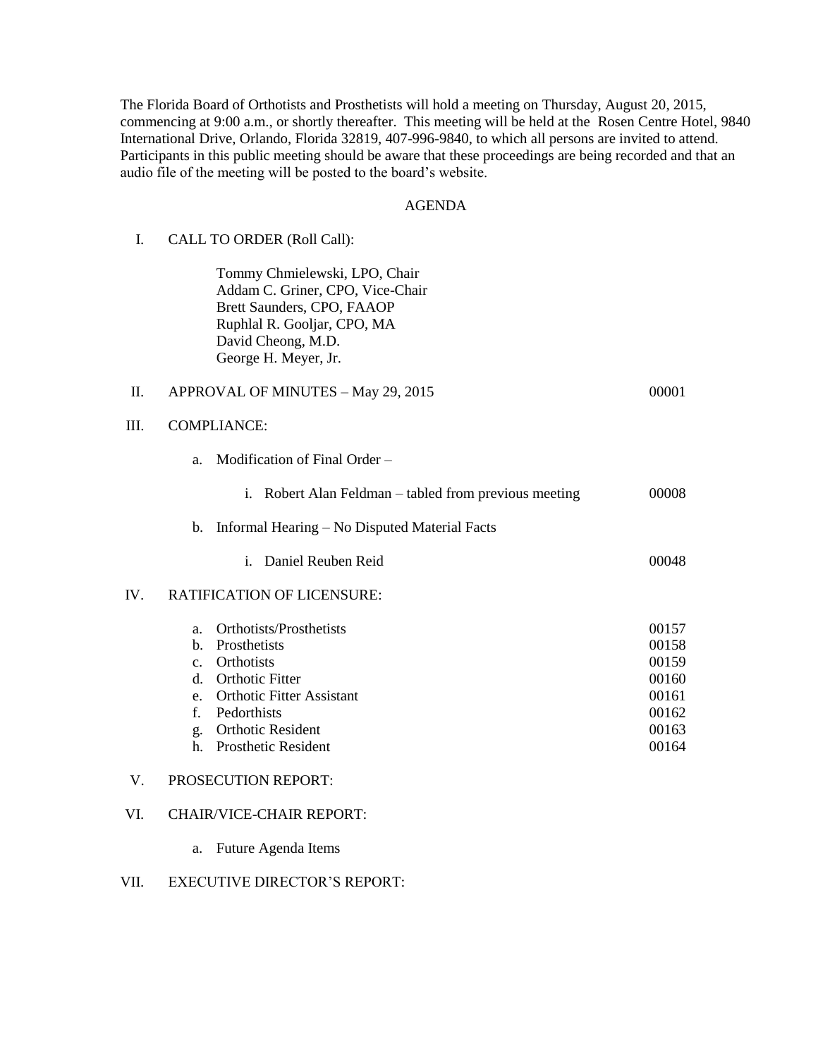The Florida Board of Orthotists and Prosthetists will hold a meeting on Thursday, August 20, 2015, commencing at 9:00 a.m., or shortly thereafter. This meeting will be held at the Rosen Centre Hotel, 9840 International Drive, Orlando, Florida 32819, 407-996-9840, to which all persons are invited to attend. Participants in this public meeting should be aware that these proceedings are being recorded and that an audio file of the meeting will be posted to the board's website.

## AGENDA

I. CALL TO ORDER (Roll Call):

Tommy Chmielewski, LPO, Chair
Addam C. Griner, CPO, Vice-Chair
Brett Saunders, CPO, FAAOP
Ruphlal R. Gooljar, CPO, MA
David Cheong, M.D.
George H. Meyer, Jr.

II. APPROVAL OF MINUTES – May 29, 2015 — 00001

III. COMPLIANCE:

a. Modification of Final Order –

i. Robert Alan Feldman – tabled from previous meeting — 00008

b. Informal Hearing – No Disputed Material Facts

i. Daniel Reuben Reid — 00048

IV. RATIFICATION OF LICENSURE:

a. Orthotists/Prosthetists — 00157
b. Prosthetists — 00158
c. Orthotists — 00159
d. Orthotic Fitter — 00160
e. Orthotic Fitter Assistant — 00161
f. Pedorthists — 00162
g. Orthotic Resident — 00163
h. Prosthetic Resident — 00164

V. PROSECUTION REPORT:

VI. CHAIR/VICE-CHAIR REPORT:

a. Future Agenda Items

VII. EXECUTIVE DIRECTOR'S REPORT: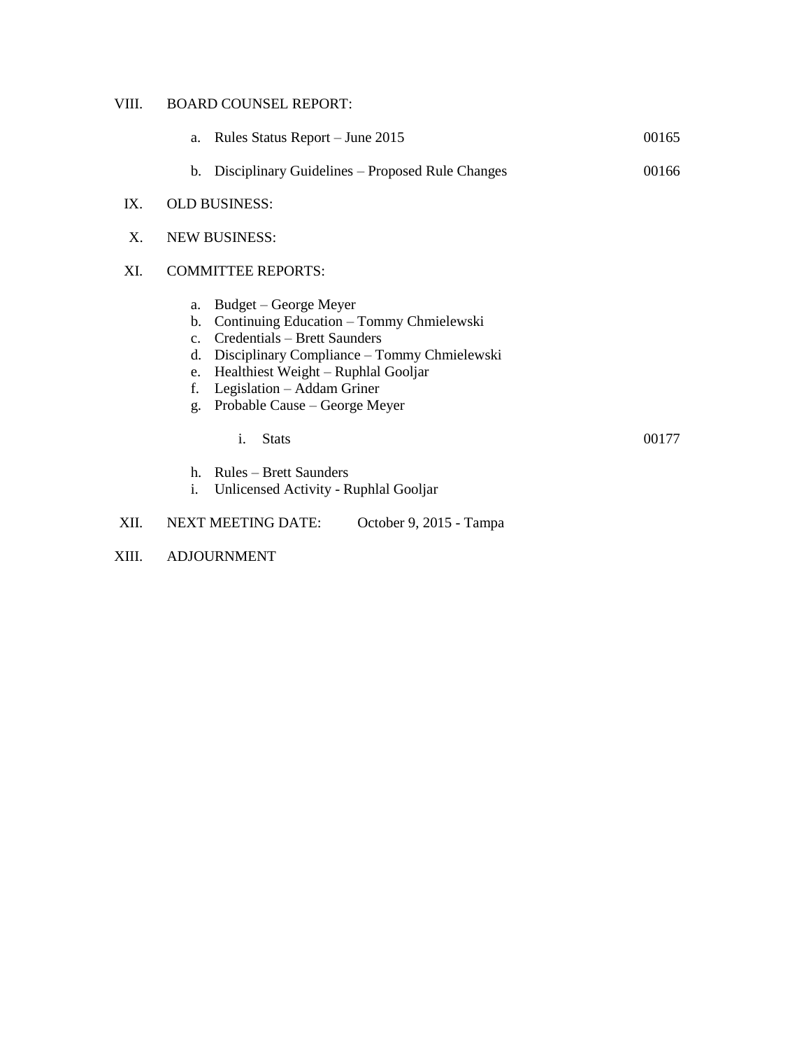VIII. BOARD COUNSEL REPORT:

a. Rules Status Report – June 2015 00165

b. Disciplinary Guidelines – Proposed Rule Changes 00166

IX. OLD BUSINESS:

X. NEW BUSINESS:

XI. COMMITTEE REPORTS:

a. Budget – George Meyer
b. Continuing Education – Tommy Chmielewski
c. Credentials – Brett Saunders
d. Disciplinary Compliance – Tommy Chmielewski
e. Healthiest Weight – Ruphlal Gooljar
f. Legislation – Addam Griner
g. Probable Cause – George Meyer

i. Stats 00177

h. Rules – Brett Saunders
i. Unlicensed Activity - Ruphlal Gooljar

XII. NEXT MEETING DATE: October 9, 2015 - Tampa

XIII. ADJOURNMENT